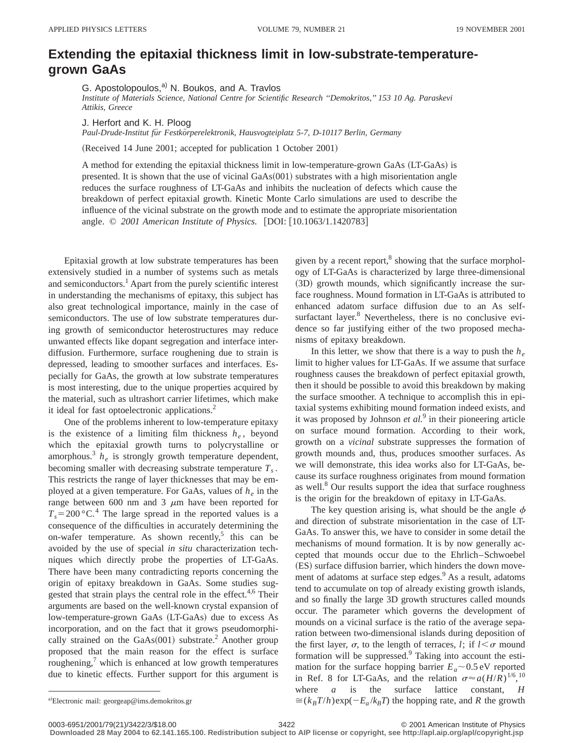# Extending the epitaxial thickness limit in low-substrate-temperature-grown GaAs

G. Apostolopoulos,[a] N. Boukos, and A. Travlos

*Institute of Materials Science, National Centre for Scientific Research "Demokritos," 153 10 Ag. Paraskevi Attikis, Greece*

J. Herfort and K. H. Ploog

*Paul-Drude-Institut für Festkörperelektronik, Hausvogteiplatz 5-7, D-10117 Berlin, Germany*

(Received 14 June 2001; accepted for publication 1 October 2001)

A method for extending the epitaxial thickness limit in low-temperature-grown GaAs (LT-GaAs) is presented. It is shown that the use of vicinal GaAs(001) substrates with a high misorientation angle reduces the surface roughness of LT-GaAs and inhibits the nucleation of defects which cause the breakdown of perfect epitaxial growth. Kinetic Monte Carlo simulations are used to describe the influence of the vicinal substrate on the growth mode and to estimate the appropriate misorientation angle. © *2001 American Institute of Physics.* [DOI: [10.1063/1.1420783]

Epitaxial growth at low substrate temperatures has been extensively studied in a number of systems such as metals and semiconductors.[1] Apart from the purely scientific interest in understanding the mechanisms of epitaxy, this subject has also great technological importance, mainly in the case of semiconductors. The use of low substrate temperatures during growth of semiconductor heterostructures may reduce unwanted effects like dopant segregation and interface interdiffusion. Furthermore, surface roughening due to strain is depressed, leading to smoother surfaces and interfaces. Especially for GaAs, the growth at low substrate temperatures is most interesting, due to the unique properties acquired by the material, such as ultrashort carrier lifetimes, which make it ideal for fast optoelectronic applications.[2]

One of the problems inherent to low-temperature epitaxy is the existence of a limiting film thickness $h_e$, beyond which the epitaxial growth turns to polycrystalline or amorphous.[3] $h_e$ is strongly growth temperature dependent, becoming smaller with decreasing substrate temperature $T_s$. This restricts the range of layer thicknesses that may be employed at a given temperature. For GaAs, values of $h_e$ in the range between 600 nm and 3 $\mu$m have been reported for $T_s = 200\,°\mathrm{C}$.[4] The large spread in the reported values is a consequence of the difficulties in accurately determining the on-wafer temperature. As shown recently,[5] this can be avoided by the use of special *in situ* characterization techniques which directly probe the properties of LT-GaAs. There have been many contradicting reports concerning the origin of epitaxy breakdown in GaAs. Some studies suggested that strain plays the central role in the effect.[4,6] Their arguments are based on the well-known crystal expansion of low-temperature-grown GaAs (LT-GaAs) due to excess As incorporation, and on the fact that it grows pseudomorphically strained on the GaAs(001) substrate.[2] Another group proposed that the main reason for the effect is surface roughening,[7] which is enhanced at low growth temperatures due to kinetic effects. Further support for this argument is given by a recent report,[8] showing that the surface morphology of LT-GaAs is characterized by large three-dimensional (3D) growth mounds, which significantly increase the surface roughness. Mound formation in LT-GaAs is attributed to enhanced adatom surface diffusion due to an As self-surfactant layer.[8] Nevertheless, there is no conclusive evidence so far justifying either of the two proposed mechanisms of epitaxy breakdown.

In this letter, we show that there is a way to push the $h_e$ limit to higher values for LT-GaAs. If we assume that surface roughness causes the breakdown of perfect epitaxial growth, then it should be possible to avoid this breakdown by making the surface smoother. A technique to accomplish this in epitaxial systems exhibiting mound formation indeed exists, and it was proposed by Johnson *et al.*[9] in their pioneering article on surface mound formation. According to their work, growth on a *vicinal* substrate suppresses the formation of growth mounds and, thus, produces smoother surfaces. As we will demonstrate, this idea works also for LT-GaAs, because its surface roughness originates from mound formation as well.[8] Our results support the idea that surface roughness is the origin for the breakdown of epitaxy in LT-GaAs.

The key question arising is, what should be the angle $\phi$ and direction of substrate misorientation in the case of LT-GaAs. To answer this, we have to consider in some detail the mechanisms of mound formation. It is by now generally accepted that mounds occur due to the Ehrlich–Schwoebel (ES) surface diffusion barrier, which hinders the down movement of adatoms at surface step edges.[9] As a result, adatoms tend to accumulate on top of already existing growth islands, and so finally the large 3D growth structures called mounds occur. The parameter which governs the development of mounds on a vicinal surface is the ratio of the average separation between two-dimensional islands during deposition of the first layer, $\sigma$, to the length of terraces, $l$; if $l<\sigma$ mound formation will be suppressed.[9] Taking into account the estimation for the surface hopping barrier $E_a \sim 0.5\,\mathrm{eV}$ reported in Ref. 8 for LT-GaAs, and the relation $\sigma \approx a(H/R)^{1/6}$,[10] where $a$ is the surface lattice constant, $H \cong (k_B T/h)\exp(-E_a/k_B T)$ the hopping rate, and $R$ the growth

---

[a] Electronic mail: georgeap@ims.demokritos.gr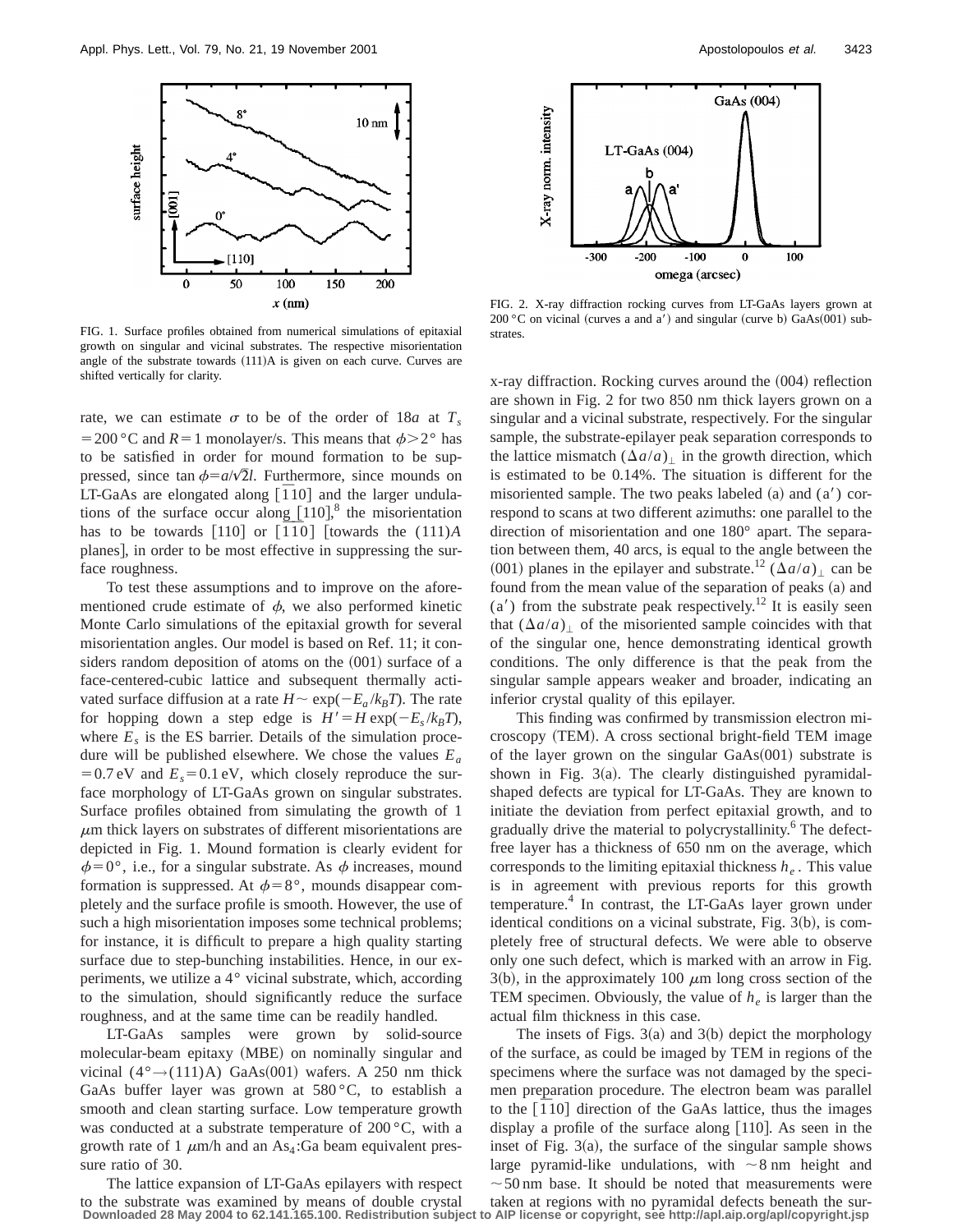FIG. 1. Surface profiles obtained from numerical simulations of epitaxial growth on singular and vicinal substrates. The respective misorientation angle of the substrate towards (111)A is given on each curve. Curves are shifted vertically for clarity.

FIG. 2. X-ray diffraction rocking curves from LT-GaAs layers grown at 200 °C on vicinal (curves a and a′) and singular (curve b) GaAs(001) substrates.

rate, we can estimate $\sigma$ to be of the order of $18a$ at $T_s = 200\,°\mathrm{C}$ and $R = 1$ monolayer/s. This means that $\phi > 2°$ has to be satisfied in order for mound formation to be suppressed, since $\tan \phi = a/\sqrt{2}l$. Furthermore, since mounds on LT-GaAs are elongated along $[\bar{1}10]$ and the larger undulations of the surface occur along [110],[8] the misorientation has to be towards [110] or $[\bar{1}\bar{1}0]$ [towards the (111)$A$ planes], in order to be most effective in suppressing the surface roughness.

To test these assumptions and to improve on the aforementioned crude estimate of $\phi$, we also performed kinetic Monte Carlo simulations of the epitaxial growth for several misorientation angles. Our model is based on Ref. 11; it considers random deposition of atoms on the (001) surface of a face-centered-cubic lattice and subsequent thermally activated surface diffusion at a rate $H \sim \exp(-E_a/k_B T)$. The rate for hopping down a step edge is $H' = H \exp(-E_s/k_B T)$, where $E_s$ is the ES barrier. Details of the simulation procedure will be published elsewhere. We chose the values $E_a = 0.7\,\mathrm{eV}$ and $E_s = 0.1\,\mathrm{eV}$, which closely reproduce the surface morphology of LT-GaAs grown on singular substrates. Surface profiles obtained from simulating the growth of 1 $\mu$m thick layers on substrates of different misorientations are depicted in Fig. 1. Mound formation is clearly evident for $\phi = 0°$, i.e., for a singular substrate. As $\phi$ increases, mound formation is suppressed. At $\phi = 8°$, mounds disappear completely and the surface profile is smooth. However, the use of such a high misorientation imposes some technical problems; for instance, it is difficult to prepare a high quality starting surface due to step-bunching instabilities. Hence, in our experiments, we utilize a 4° vicinal substrate, which, according to the simulation, should significantly reduce the surface roughness, and at the same time can be readily handled.

LT-GaAs samples were grown by solid-source molecular-beam epitaxy (MBE) on nominally singular and vicinal (4°→(111)A) GaAs(001) wafers. A 250 nm thick GaAs buffer layer was grown at 580 °C, to establish a smooth and clean starting surface. Low temperature growth was conducted at a substrate temperature of 200 °C, with a growth rate of 1 $\mu$m/h and an $As_4$:Ga beam equivalent pressure ratio of 30.

The lattice expansion of LT-GaAs epilayers with respect to the substrate was examined by means of double crystal x-ray diffraction. Rocking curves around the (004) reflection are shown in Fig. 2 for two 850 nm thick layers grown on a singular and a vicinal substrate, respectively. For the singular sample, the substrate-epilayer peak separation corresponds to the lattice mismatch $(\Delta a/a)_\perp$ in the growth direction, which is estimated to be 0.14%. The situation is different for the misoriented sample. The two peaks labeled (a) and (a′) correspond to scans at two different azimuths: one parallel to the direction of misorientation and one 180° apart. The separation between them, 40 arcs, is equal to the angle between the (001) planes in the epilayer and substrate.[12] $(\Delta a/a)_\perp$ can be found from the mean value of the separation of peaks (a) and (a′) from the substrate peak respectively.[12] It is easily seen that $(\Delta a/a)_\perp$ of the misoriented sample coincides with that of the singular one, hence demonstrating identical growth conditions. The only difference is that the peak from the singular sample appears weaker and broader, indicating an inferior crystal quality of this epilayer.

This finding was confirmed by transmission electron microscopy (TEM). A cross sectional bright-field TEM image of the layer grown on the singular GaAs(001) substrate is shown in Fig. 3(a). The clearly distinguished pyramidal-shaped defects are typical for LT-GaAs. They are known to initiate the deviation from perfect epitaxial growth, and to gradually drive the material to polycrystallinity.[6] The defect-free layer has a thickness of 650 nm on the average, which corresponds to the limiting epitaxial thickness $h_e$. This value is in agreement with previous reports for this growth temperature.[4] In contrast, the LT-GaAs layer grown under identical conditions on a vicinal substrate, Fig. 3(b), is completely free of structural defects. We were able to observe only one such defect, which is marked with an arrow in Fig. 3(b), in the approximately 100 $\mu$m long cross section of the TEM specimen. Obviously, the value of $h_e$ is larger than the actual film thickness in this case.

The insets of Figs. 3(a) and 3(b) depict the morphology of the surface, as could be imaged by TEM in regions of the specimens where the surface was not damaged by the specimen preparation procedure. The electron beam was parallel to the $[\bar{1}10]$ direction of the GaAs lattice, thus the images display a profile of the surface along [110]. As seen in the inset of Fig. 3(a), the surface of the singular sample shows large pyramid-like undulations, with ~8 nm height and ~50 nm base. It should be noted that measurements were taken at regions with no pyramidal defects beneath the sur-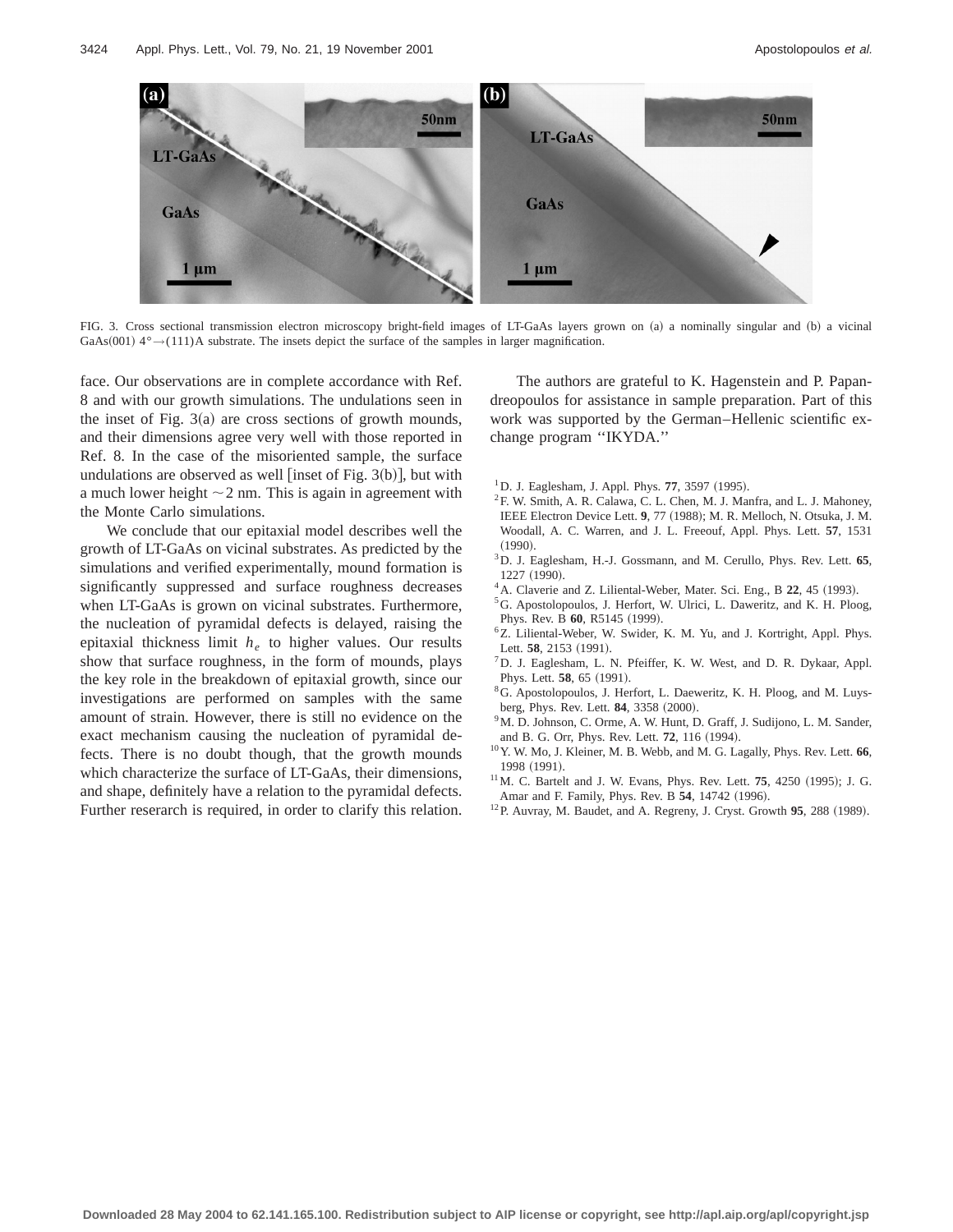(a)

LT-GaAs

GaAs

50nm

1 µm

(b)

LT-GaAs

GaAs

50nm

1 µm

FIG. 3. Cross sectional transmission electron microscopy bright-field images of LT-GaAs layers grown on (a) a nominally singular and (b) a vicinal GaAs(001) 4°→(111)A substrate. The insets depict the surface of the samples in larger magnification.

face. Our observations are in complete accordance with Ref. 8 and with our growth simulations. The undulations seen in the inset of Fig. 3(a) are cross sections of growth mounds, and their dimensions agree very well with those reported in Ref. 8. In the case of the misoriented sample, the surface undulations are observed as well [inset of Fig. 3(b)], but with a much lower height ~2 nm. This is again in agreement with the Monte Carlo simulations.

We conclude that our epitaxial model describes well the growth of LT-GaAs on vicinal substrates. As predicted by the simulations and verified experimentally, mound formation is significantly suppressed and surface roughness decreases when LT-GaAs is grown on vicinal substrates. Furthermore, the nucleation of pyramidal defects is delayed, raising the epitaxial thickness limit $h_e$ to higher values. Our results show that surface roughness, in the form of mounds, plays the key role in the breakdown of epitaxial growth, since our investigations are performed on samples with the same amount of strain. However, there is still no evidence on the exact mechanism causing the nucleation of pyramidal defects. There is no doubt though, that the growth mounds which characterize the surface of LT-GaAs, their dimensions, and shape, definitely have a relation to the pyramidal defects. Further reserarch is required, in order to clarify this relation.

The authors are grateful to K. Hagenstein and P. Papandreopoulos for assistance in sample preparation. Part of this work was supported by the German–Hellenic scientific exchange program "IKYDA."

[1] D. J. Eaglesham, J. Appl. Phys. **77**, 3597 (1995).
[2] F. W. Smith, A. R. Calawa, C. L. Chen, M. J. Manfra, and L. J. Mahoney, IEEE Electron Device Lett. **9**, 77 (1988); M. R. Melloch, N. Otsuka, J. M. Woodall, A. C. Warren, and J. L. Freeouf, Appl. Phys. Lett. **57**, 1531 (1990).
[3] D. J. Eaglesham, H.-J. Gossmann, and M. Cerullo, Phys. Rev. Lett. **65**, 1227 (1990).
[4] A. Claverie and Z. Liliental-Weber, Mater. Sci. Eng., B **22**, 45 (1993).
[5] G. Apostolopoulos, J. Herfort, W. Ulrici, L. Daweritz, and K. H. Ploog, Phys. Rev. B **60**, R5145 (1999).
[6] Z. Liliental-Weber, W. Swider, K. M. Yu, and J. Kortright, Appl. Phys. Lett. **58**, 2153 (1991).
[7] D. J. Eaglesham, L. N. Pfeiffer, K. W. West, and D. R. Dykaar, Appl. Phys. Lett. **58**, 65 (1991).
[8] G. Apostolopoulos, J. Herfort, L. Daeweritz, K. H. Ploog, and M. Luysberg, Phys. Rev. Lett. **84**, 3358 (2000).
[9] M. D. Johnson, C. Orme, A. W. Hunt, D. Graff, J. Sudijono, L. M. Sander, and B. G. Orr, Phys. Rev. Lett. **72**, 116 (1994).
[10] Y. W. Mo, J. Kleiner, M. B. Webb, and M. G. Lagally, Phys. Rev. Lett. **66**, 1998 (1991).
[11] M. C. Bartelt and J. W. Evans, Phys. Rev. Lett. **75**, 4250 (1995); J. G. Amar and F. Family, Phys. Rev. B **54**, 14742 (1996).
[12] P. Auvray, M. Baudet, and A. Regreny, J. Cryst. Growth **95**, 288 (1989).